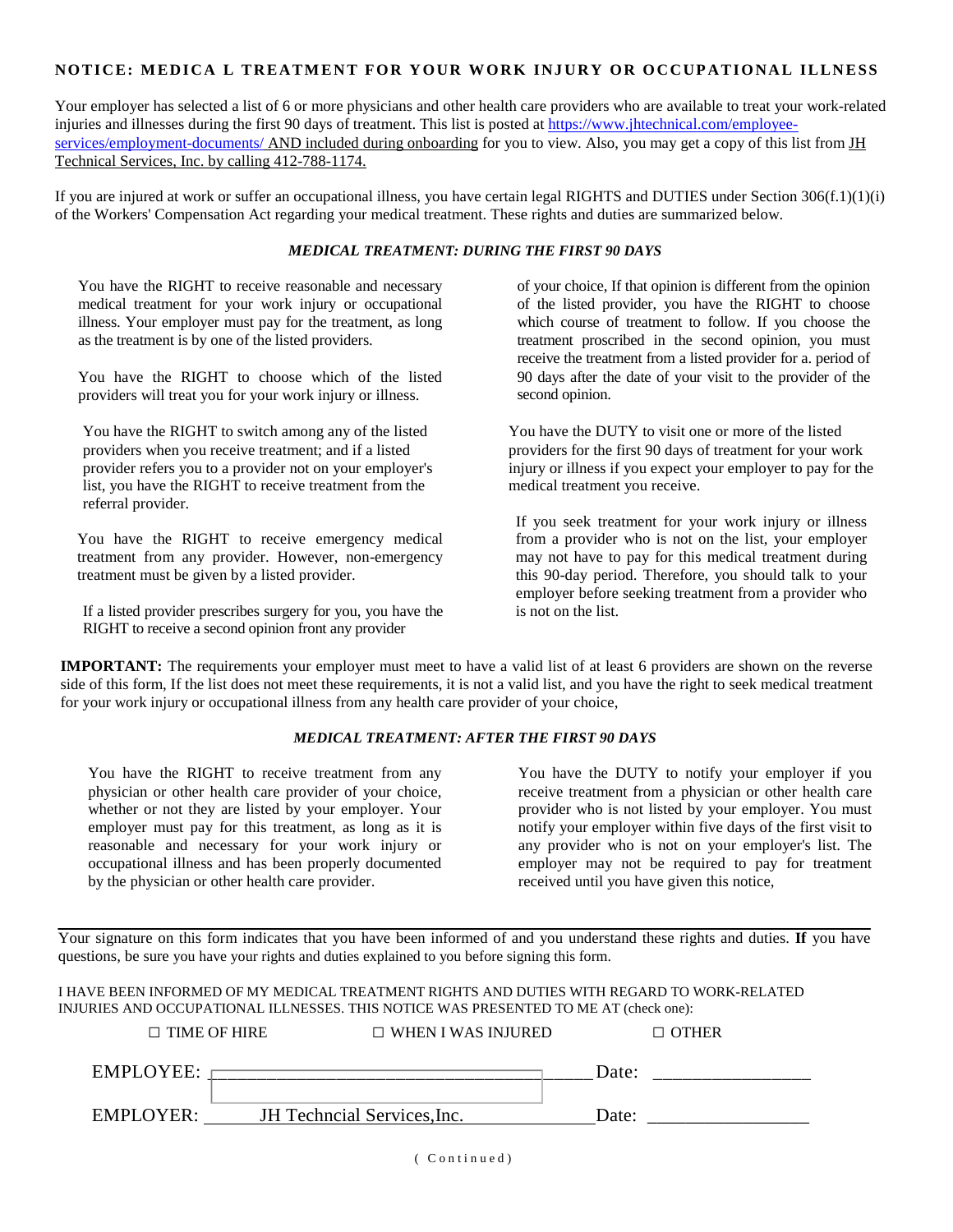# NOTICE: MEDICA L TREATMENT FOR YOUR WORK INJURY OR OCCUPATIONAL ILLNESS

Your employer has selected a list of 6 or more physicians and other health care providers who are available to treat your work-related injuries and illnesses during the first 90 days of treatment. This list is posted at https://www.jhtechnical.com/employee-services/employment-documents/ AND included during onboarding for you to view. Also, you may get a copy of this list from JH Technical Services, Inc. by calling 412-788-1174.

If you are injured at work or suffer an occupational illness, you have certain legal RIGHTS and DUTIES under Section 306(f.1)(1)(i) of the Workers' Compensation Act regarding your medical treatment. These rights and duties are summarized below.

### *MEDICAL TREATMENT: DURING THE FIRST 90 DAYS*

You have the RIGHT to receive reasonable and necessary medical treatment for your work injury or occupational illness. Your employer must pay for the treatment, as long as the treatment is by one of the listed providers.

You have the RIGHT to choose which of the listed providers will treat you for your work injury or illness.

You have the RIGHT to switch among any of the listed providers when you receive treatment; and if a listed provider refers you to a provider not on your employer's list, you have the RIGHT to receive treatment from the referral provider.

You have the RIGHT to receive emergency medical treatment from any provider. However, non-emergency treatment must be given by a listed provider.

If a listed provider prescribes surgery for you, you have the RIGHT to receive a second opinion front any provider of your choice, If that opinion is different from the opinion of the listed provider, you have the RIGHT to choose which course of treatment to follow. If you choose the treatment proscribed in the second opinion, you must receive the treatment from a listed provider for a. period of 90 days after the date of your visit to the provider of the second opinion.

You have the DUTY to visit one or more of the listed providers for the first 90 days of treatment for your work injury or illness if you expect your employer to pay for the medical treatment you receive.

If you seek treatment for your work injury or illness from a provider who is not on the list, your employer may not have to pay for this medical treatment during this 90-day period. Therefore, you should talk to your employer before seeking treatment from a provider who is not on the list.

**IMPORTANT:** The requirements your employer must meet to have a valid list of at least 6 providers are shown on the reverse side of this form, If the list does not meet these requirements, it is not a valid list, and you have the right to seek medical treatment for your work injury or occupational illness from any health care provider of your choice,

### *MEDICAL TREATMENT: AFTER THE FIRST 90 DAYS*

You have the RIGHT to receive treatment from any physician or other health care provider of your choice, whether or not they are listed by your employer. Your employer must pay for this treatment, as long as it is reasonable and necessary for your work injury or occupational illness and has been properly documented by the physician or other health care provider.

You have the DUTY to notify your employer if you receive treatment from a physician or other health care provider who is not listed by your employer. You must notify your employer within five days of the first visit to any provider who is not on your employer's list. The employer may not be required to pay for treatment received until you have given this notice,

---

Your signature on this form indicates that you have been informed of and you understand these rights and duties. **If** you have questions, be sure you have your rights and duties explained to you before signing this form.

I HAVE BEEN INFORMED OF MY MEDICAL TREATMENT RIGHTS AND DUTIES WITH REGARD TO WORK-RELATED INJURIES AND OCCUPATIONAL ILLNESSES. THIS NOTICE WAS PRESENTED TO ME AT (check one):

☐ TIME OF HIRE ☐ WHEN I WAS INJURED ☐ OTHER

EMPLOYEE: ______________________________ Date: ________________

EMPLOYER: JH Techncial Services,Inc. Date: ________________

( Continued)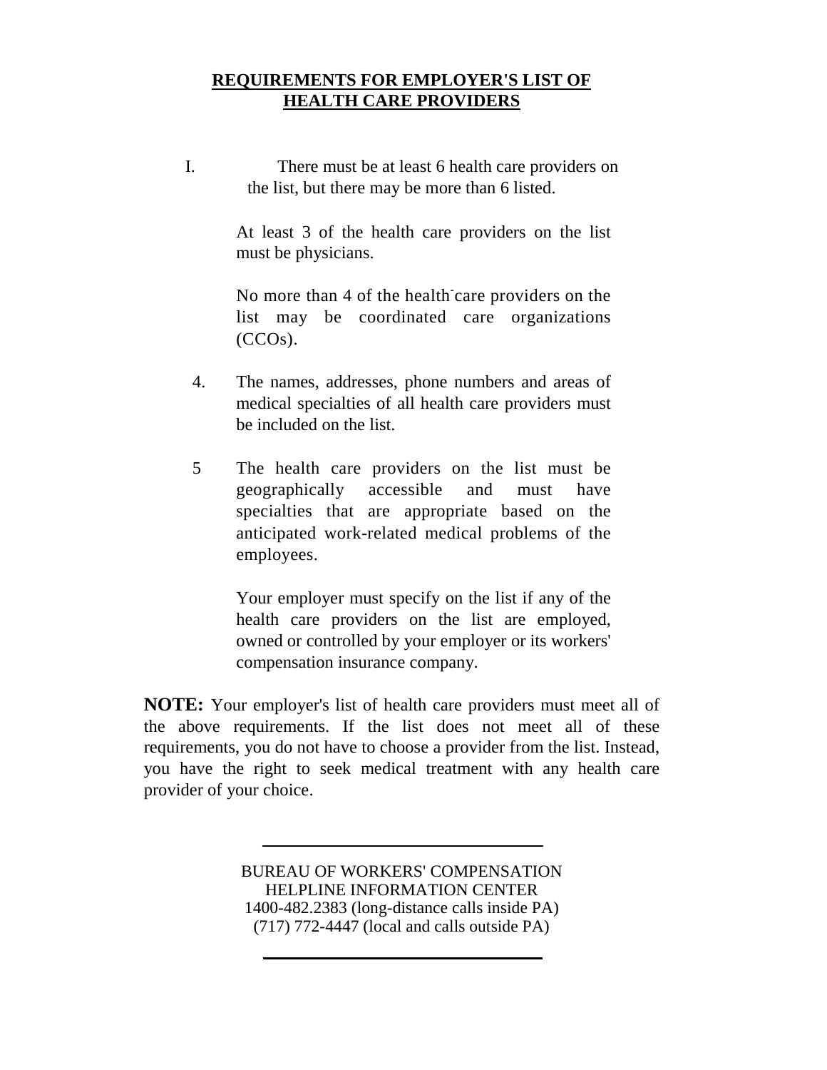**REQUIREMENTS FOR EMPLOYER'S LIST OF HEALTH CARE PROVIDERS**

I. There must be at least 6 health care providers on the list, but there may be more than 6 listed.

At least 3 of the health care providers on the list must be physicians.

No more than 4 of the health care providers on the list may be coordinated care organizations (CCOs).

4. The names, addresses, phone numbers and areas of medical specialties of all health care providers must be included on the list.

5 The health care providers on the list must be geographically accessible and must have specialties that are appropriate based on the anticipated work-related medical problems of the employees.

Your employer must specify on the list if any of the health care providers on the list are employed, owned or controlled by your employer or its workers' compensation insurance company.

**NOTE:** Your employer's list of health care providers must meet all of the above requirements. If the list does not meet all of these requirements, you do not have to choose a provider from the list. Instead, you have the right to seek medical treatment with any health care provider of your choice.

---

BUREAU OF WORKERS' COMPENSATION
HELPLINE INFORMATION CENTER
1400-482.2383 (long-distance calls inside PA)
(717) 772-4447 (local and calls outside PA)

---